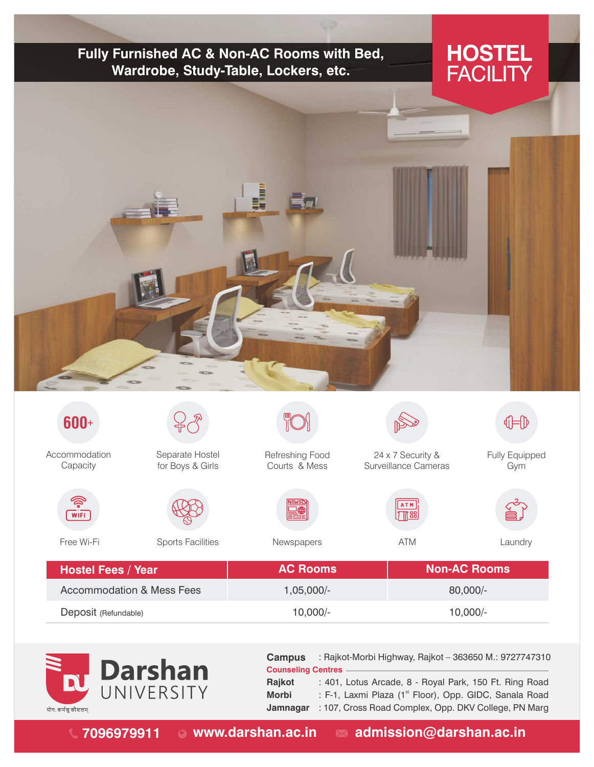# HOSTEL FACILITY

**Fully Furnished AC & Non-AC Rooms with Bed, Wardrobe, Study-Table, Lockers, etc.**

- **600+** Accommodation Capacity
- Separate Hostel for Boys & Girls
- Refreshing Food Courts & Mess
- 24 x 7 Security & Surveillance Cameras
- Fully Equipped Gym
- Free Wi-Fi
- Sports Facilities
- Newspapers
- ATM
- Laundry

| Hostel Fees / Year | AC Rooms | Non-AC Rooms |
| --- | --- | --- |
| Accommodation & Mess Fees | 1,05,000/- | 80,000/- |
| Deposit (Refundable) | 10,000/- | 10,000/- |

**Darshan UNIVERSITY**

योग: कर्मसु कौशलम्

**Campus** : Rajkot-Morbi Highway, Rajkot – 363650 M.: 9727747310

**Counseling Centres**

**Rajkot** : 401, Lotus Arcade, 8 - Royal Park, 150 Ft. Ring Road

**Morbi** : F-1, Laxmi Plaza (1st Floor), Opp. GIDC, Sanala Road

**Jamnagar** : 107, Cross Road Complex, Opp. DKV College, PN Marg

**7096979911** **www.darshan.ac.in** **admission@darshan.ac.in**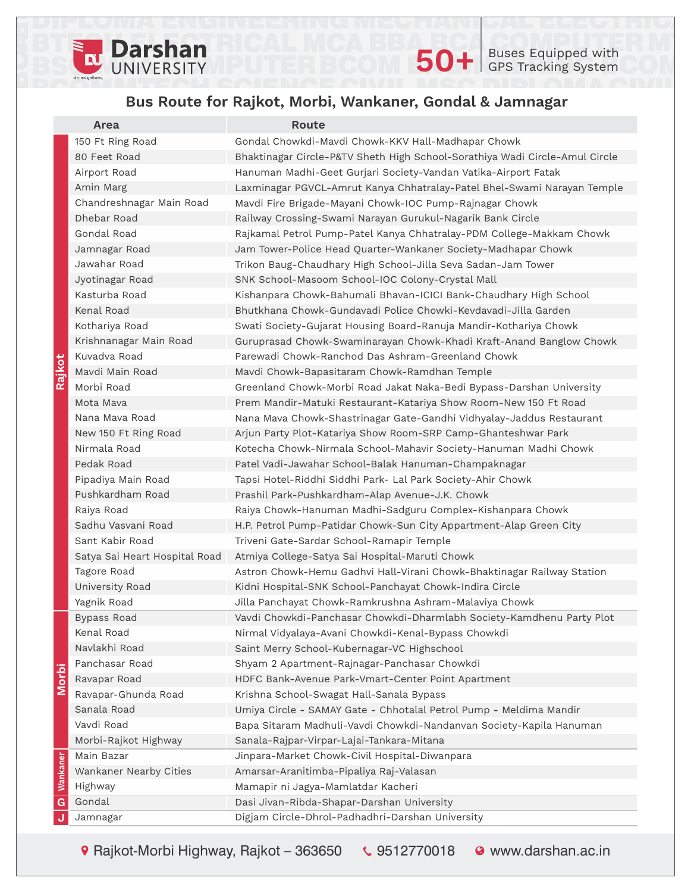Darshan UNIVERSITY

50+ Buses Equipped with GPS Tracking System

## Bus Route for Rajkot, Morbi, Wankaner, Gondal & Jamnagar

| | Area | Route |
|---|---|---|
| Rajkot | 150 Ft Ring Road | Gondal Chowkdi-Mavdi Chowk-KKV Hall-Madhapar Chowk |
| | 80 Feet Road | Bhaktinagar Circle-P&TV Sheth High School-Sorathiya Wadi Circle-Amul Circle |
| | Airport Road | Hanuman Madhi-Geet Gurjari Society-Vandan Vatika-Airport Fatak |
| | Amin Marg | Laxminagar PGVCL-Amrut Kanya Chhatralay-Patel Bhel-Swami Narayan Temple |
| | Chandreshnagar Main Road | Mavdi Fire Brigade-Mayani Chowk-IOC Pump-Rajnagar Chowk |
| | Dhebar Road | Railway Crossing-Swami Narayan Gurukul-Nagarik Bank Circle |
| | Gondal Road | Rajkamal Petrol Pump-Patel Kanya Chhatralay-PDM College-Makkam Chowk |
| | Jamnagar Road | Jam Tower-Police Head Quarter-Wankaner Society-Madhapar Chowk |
| | Jawahar Road | Trikon Baug-Chaudhary High School-Jilla Seva Sadan-Jam Tower |
| | Jyotinagar Road | SNK School-Masoom School-IOC Colony-Crystal Mall |
| | Kasturba Road | Kishanpara Chowk-Bahumali Bhavan-ICICI Bank-Chaudhary High School |
| | Kenal Road | Bhutkhana Chowk-Gundavadi Police Chowki-Kevdavadi-Jilla Garden |
| | Kothariya Road | Swati Society-Gujarat Housing Board-Ranuja Mandir-Kothariya Chowk |
| | Krishnanagar Main Road | Guruprasad Chowk-Swaminarayan Chowk-Khadi Kraft-Anand Banglow Chowk |
| | Kuvadva Road | Parewadi Chowk-Ranchod Das Ashram-Greenland Chowk |
| | Mavdi Main Road | Mavdi Chowk-Bapasitaram Chowk-Ramdhan Temple |
| | Morbi Road | Greenland Chowk-Morbi Road Jakat Naka-Bedi Bypass-Darshan University |
| | Mota Mava | Prem Mandir-Matuki Restaurant-Katariya Show Room-New 150 Ft Road |
| | Nana Mava Road | Nana Mava Chowk-Shastrinagar Gate-Gandhi Vidhyalay-Jaddus Restaurant |
| | New 150 Ft Ring Road | Arjun Party Plot-Katariya Show Room-SRP Camp-Ghanteshwar Park |
| | Nirmala Road | Kotecha Chowk-Nirmala School-Mahavir Society-Hanuman Madhi Chowk |
| | Pedak Road | Patel Vadi-Jawahar School-Balak Hanuman-Champaknagar |
| | Pipadiya Main Road | Tapsi Hotel-Riddhi Siddhi Park- Lal Park Society-Ahir Chowk |
| | Pushkardham Road | Prashil Park-Pushkardham-Alap Avenue-J.K. Chowk |
| | Raiya Road | Raiya Chowk-Hanuman Madhi-Sadguru Complex-Kishanpara Chowk |
| | Sadhu Vasvani Road | H.P. Petrol Pump-Patidar Chowk-Sun City Appartment-Alap Green City |
| | Sant Kabir Road | Triveni Gate-Sardar School-Ramapir Temple |
| | Satya Sai Heart Hospital Road | Atmiya College-Satya Sai Hospital-Maruti Chowk |
| | Tagore Road | Astron Chowk-Hemu Gadhvi Hall-Virani Chowk-Bhaktinagar Railway Station |
| | University Road | Kidni Hospital-SNK School-Panchayat Chowk-Indira Circle |
| | Yagnik Road | Jilla Panchayat Chowk-Ramkrushna Ashram-Malaviya Chowk |
| Morbi | Bypass Road | Vavdi Chowkdi-Panchasar Chowkdi-Dharmlabh Society-Kamdhenu Party Plot |
| | Kenal Road | Nirmal Vidyalaya-Avani Chowkdi-Kenal-Bypass Chowkdi |
| | Navlakhi Road | Saint Merry School-Kubernagar-VC Highschool |
| | Panchasar Road | Shyam 2 Apartment-Rajnagar-Panchasar Chowkdi |
| | Ravapar Road | HDFC Bank-Avenue Park-Vmart-Center Point Apartment |
| | Ravapar-Ghunda Road | Krishna School-Swagat Hall-Sanala Bypass |
| | Sanala Road | Umiya Circle - SAMAY Gate - Chhotalal Petrol Pump - Meldima Mandir |
| | Vavdi Road | Bapa Sitaram Madhuli-Vavdi Chowkdi-Nandanvan Society-Kapila Hanuman |
| | Morbi-Rajkot Highway | Sanala-Rajpar-Virpar-Lajai-Tankara-Mitana |
| Wankaner | Main Bazar | Jinpara-Market Chowk-Civil Hospital-Diwanpara |
| | Wankaner Nearby Cities | Amarsar-Aranitimba-Pipaliya Raj-Valasan |
| | Highway | Mamapir ni Jagya-Mamlatdar Kacheri |
| G | Gondal | Dasi Jivan-Ribda-Shapar-Darshan University |
| J | Jamnagar | Digjam Circle-Dhrol-Padhadhri-Darshan University |

Rajkot-Morbi Highway, Rajkot – 363650 | 9512770018 | www.darshan.ac.in